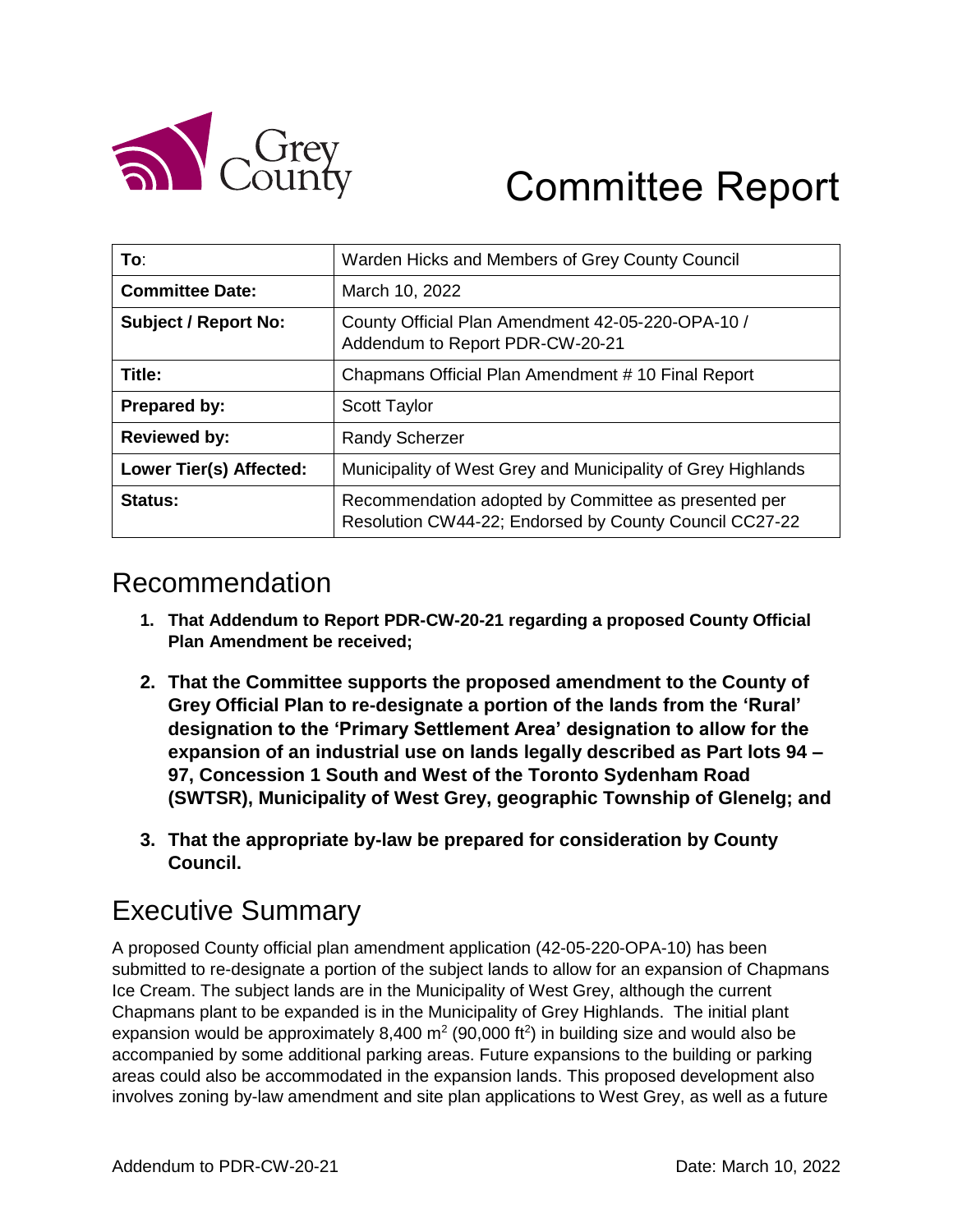# Committee Report

| To: | Warden Hicks and Members of Grey County Council |
|---|---|
| **Committee Date:** | March 10, 2022 |
| **Subject / Report No:** | County Official Plan Amendment 42-05-220-OPA-10 / Addendum to Report PDR-CW-20-21 |
| **Title:** | Chapmans Official Plan Amendment # 10 Final Report |
| **Prepared by:** | Scott Taylor |
| **Reviewed by:** | Randy Scherzer |
| **Lower Tier(s) Affected:** | Municipality of West Grey and Municipality of Grey Highlands |
| **Status:** | Recommendation adopted by Committee as presented per Resolution CW44-22; Endorsed by County Council CC27-22 |

## Recommendation

1. **That Addendum to Report PDR-CW-20-21 regarding a proposed County Official Plan Amendment be received;**
2. **That the Committee supports the proposed amendment to the County of Grey Official Plan to re-designate a portion of the lands from the 'Rural' designation to the 'Primary Settlement Area' designation to allow for the expansion of an industrial use on lands legally described as Part lots 94 – 97, Concession 1 South and West of the Toronto Sydenham Road (SWTSR), Municipality of West Grey, geographic Township of Glenelg; and**
3. **That the appropriate by-law be prepared for consideration by County Council.**

## Executive Summary

A proposed County official plan amendment application (42-05-220-OPA-10) has been submitted to re-designate a portion of the subject lands to allow for an expansion of Chapmans Ice Cream. The subject lands are in the Municipality of West Grey, although the current Chapmans plant to be expanded is in the Municipality of Grey Highlands. The initial plant expansion would be approximately 8,400 $m^2$ (90,000 $ft^2$) in building size and would also be accompanied by some additional parking areas. Future expansions to the building or parking areas could also be accommodated in the expansion lands. This proposed development also involves zoning by-law amendment and site plan applications to West Grey, as well as a future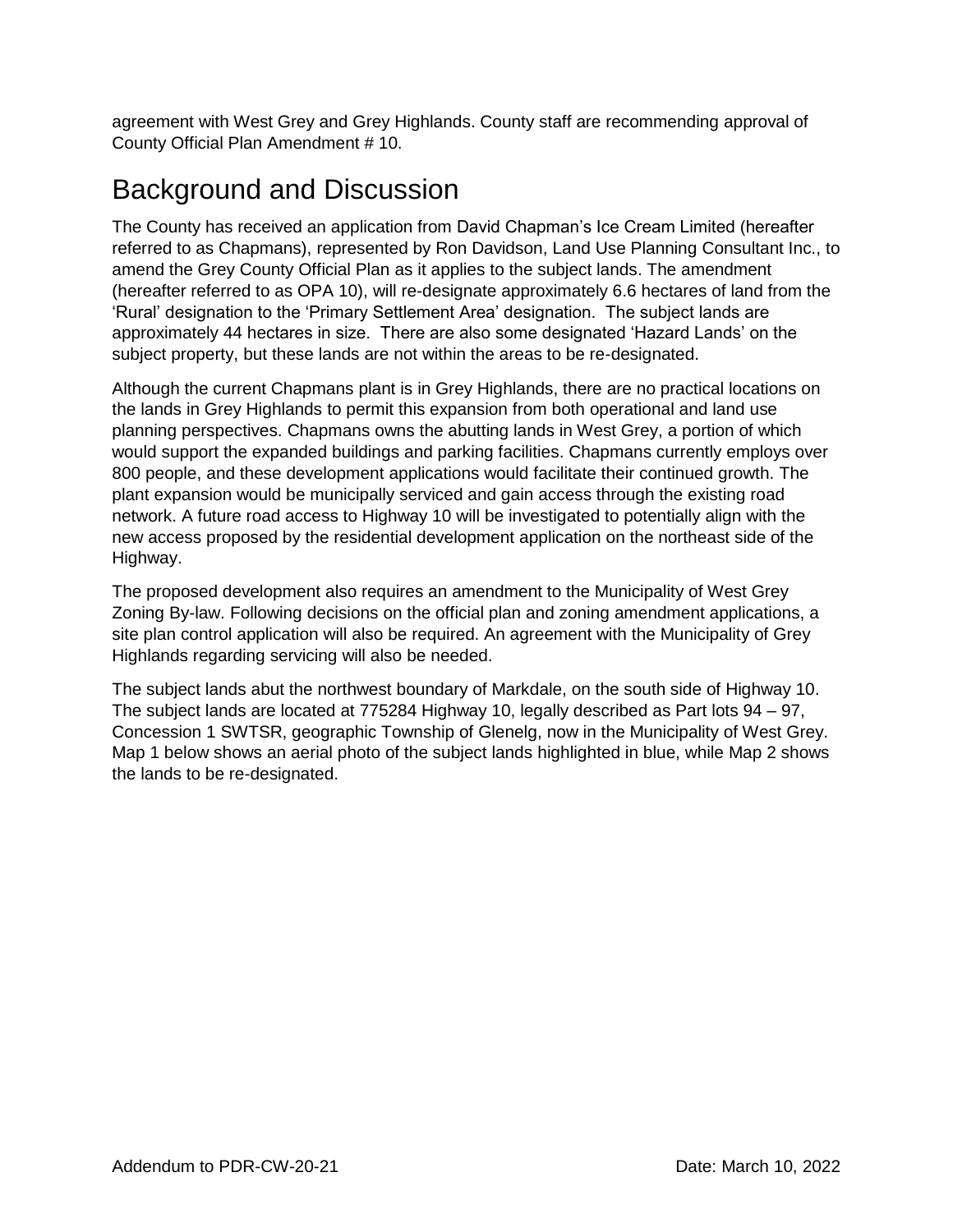agreement with West Grey and Grey Highlands. County staff are recommending approval of County Official Plan Amendment # 10.

## Background and Discussion

The County has received an application from David Chapman's Ice Cream Limited (hereafter referred to as Chapmans), represented by Ron Davidson, Land Use Planning Consultant Inc., to amend the Grey County Official Plan as it applies to the subject lands. The amendment (hereafter referred to as OPA 10), will re-designate approximately 6.6 hectares of land from the 'Rural' designation to the 'Primary Settlement Area' designation. The subject lands are approximately 44 hectares in size. There are also some designated 'Hazard Lands' on the subject property, but these lands are not within the areas to be re-designated.

Although the current Chapmans plant is in Grey Highlands, there are no practical locations on the lands in Grey Highlands to permit this expansion from both operational and land use planning perspectives. Chapmans owns the abutting lands in West Grey, a portion of which would support the expanded buildings and parking facilities. Chapmans currently employs over 800 people, and these development applications would facilitate their continued growth. The plant expansion would be municipally serviced and gain access through the existing road network. A future road access to Highway 10 will be investigated to potentially align with the new access proposed by the residential development application on the northeast side of the Highway.

The proposed development also requires an amendment to the Municipality of West Grey Zoning By-law. Following decisions on the official plan and zoning amendment applications, a site plan control application will also be required. An agreement with the Municipality of Grey Highlands regarding servicing will also be needed.

The subject lands abut the northwest boundary of Markdale, on the south side of Highway 10. The subject lands are located at 775284 Highway 10, legally described as Part lots 94 – 97, Concession 1 SWTSR, geographic Township of Glenelg, now in the Municipality of West Grey. Map 1 below shows an aerial photo of the subject lands highlighted in blue, while Map 2 shows the lands to be re-designated.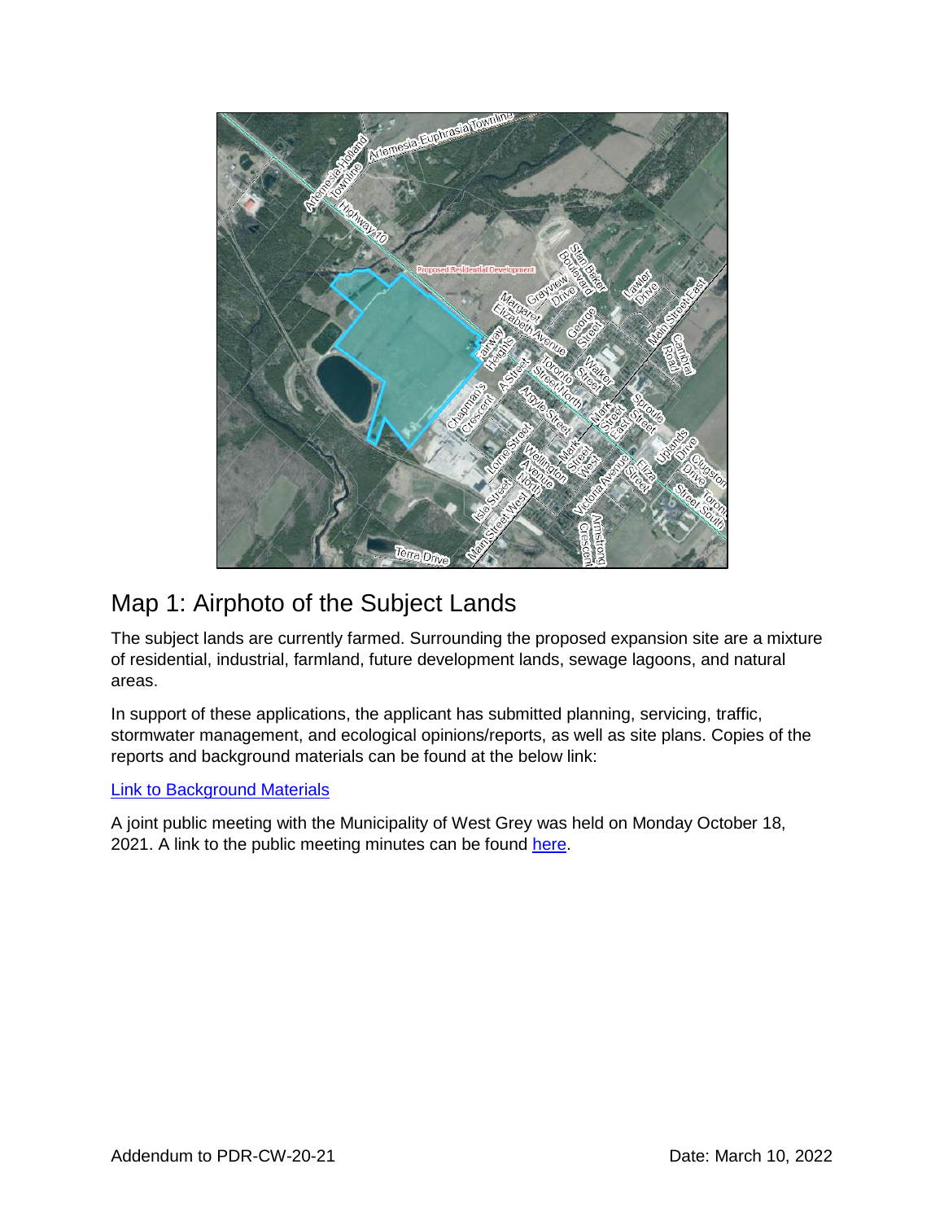## Map 1: Airphoto of the Subject Lands

The subject lands are currently farmed. Surrounding the proposed expansion site are a mixture of residential, industrial, farmland, future development lands, sewage lagoons, and natural areas.

In support of these applications, the applicant has submitted planning, servicing, traffic, stormwater management, and ecological opinions/reports, as well as site plans. Copies of the reports and background materials can be found at the below link:

[Link to Background Materials]

A joint public meeting with the Municipality of West Grey was held on Monday October 18, 2021. A link to the public meeting minutes can be found [here].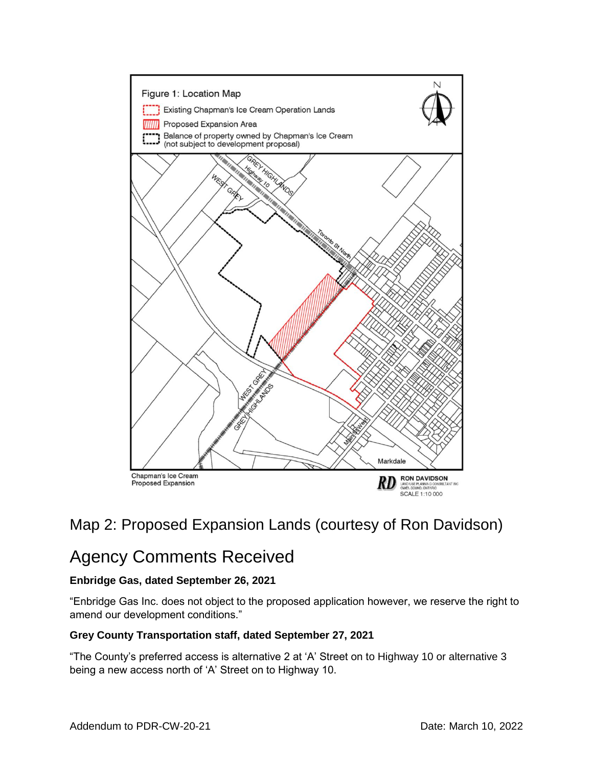Map 2: Proposed Expansion Lands (courtesy of Ron Davidson)

## Agency Comments Received

**Enbridge Gas, dated September 26, 2021**

"Enbridge Gas Inc. does not object to the proposed application however, we reserve the right to amend our development conditions."

**Grey County Transportation staff, dated September 27, 2021**

"The County's preferred access is alternative 2 at 'A' Street on to Highway 10 or alternative 3 being a new access north of 'A' Street on to Highway 10.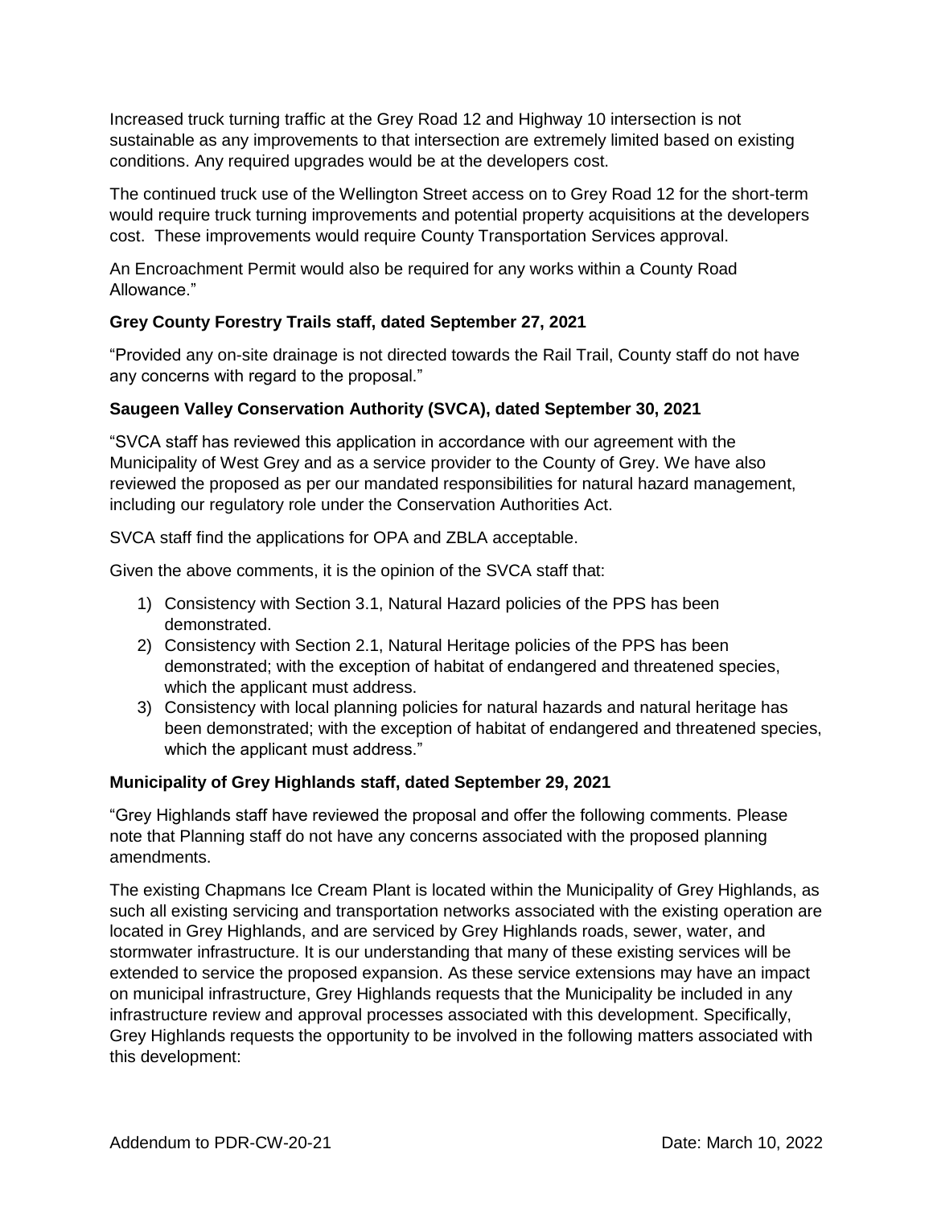Increased truck turning traffic at the Grey Road 12 and Highway 10 intersection is not sustainable as any improvements to that intersection are extremely limited based on existing conditions. Any required upgrades would be at the developers cost.

The continued truck use of the Wellington Street access on to Grey Road 12 for the short-term would require truck turning improvements and potential property acquisitions at the developers cost. These improvements would require County Transportation Services approval.

An Encroachment Permit would also be required for any works within a County Road Allowance."

**Grey County Forestry Trails staff, dated September 27, 2021**

"Provided any on-site drainage is not directed towards the Rail Trail, County staff do not have any concerns with regard to the proposal."

**Saugeen Valley Conservation Authority (SVCA), dated September 30, 2021**

"SVCA staff has reviewed this application in accordance with our agreement with the Municipality of West Grey and as a service provider to the County of Grey. We have also reviewed the proposed as per our mandated responsibilities for natural hazard management, including our regulatory role under the Conservation Authorities Act.

SVCA staff find the applications for OPA and ZBLA acceptable.

Given the above comments, it is the opinion of the SVCA staff that:

1) Consistency with Section 3.1, Natural Hazard policies of the PPS has been demonstrated.
2) Consistency with Section 2.1, Natural Heritage policies of the PPS has been demonstrated; with the exception of habitat of endangered and threatened species, which the applicant must address.
3) Consistency with local planning policies for natural hazards and natural heritage has been demonstrated; with the exception of habitat of endangered and threatened species, which the applicant must address."

**Municipality of Grey Highlands staff, dated September 29, 2021**

"Grey Highlands staff have reviewed the proposal and offer the following comments. Please note that Planning staff do not have any concerns associated with the proposed planning amendments.

The existing Chapmans Ice Cream Plant is located within the Municipality of Grey Highlands, as such all existing servicing and transportation networks associated with the existing operation are located in Grey Highlands, and are serviced by Grey Highlands roads, sewer, water, and stormwater infrastructure. It is our understanding that many of these existing services will be extended to service the proposed expansion. As these service extensions may have an impact on municipal infrastructure, Grey Highlands requests that the Municipality be included in any infrastructure review and approval processes associated with this development. Specifically, Grey Highlands requests the opportunity to be involved in the following matters associated with this development: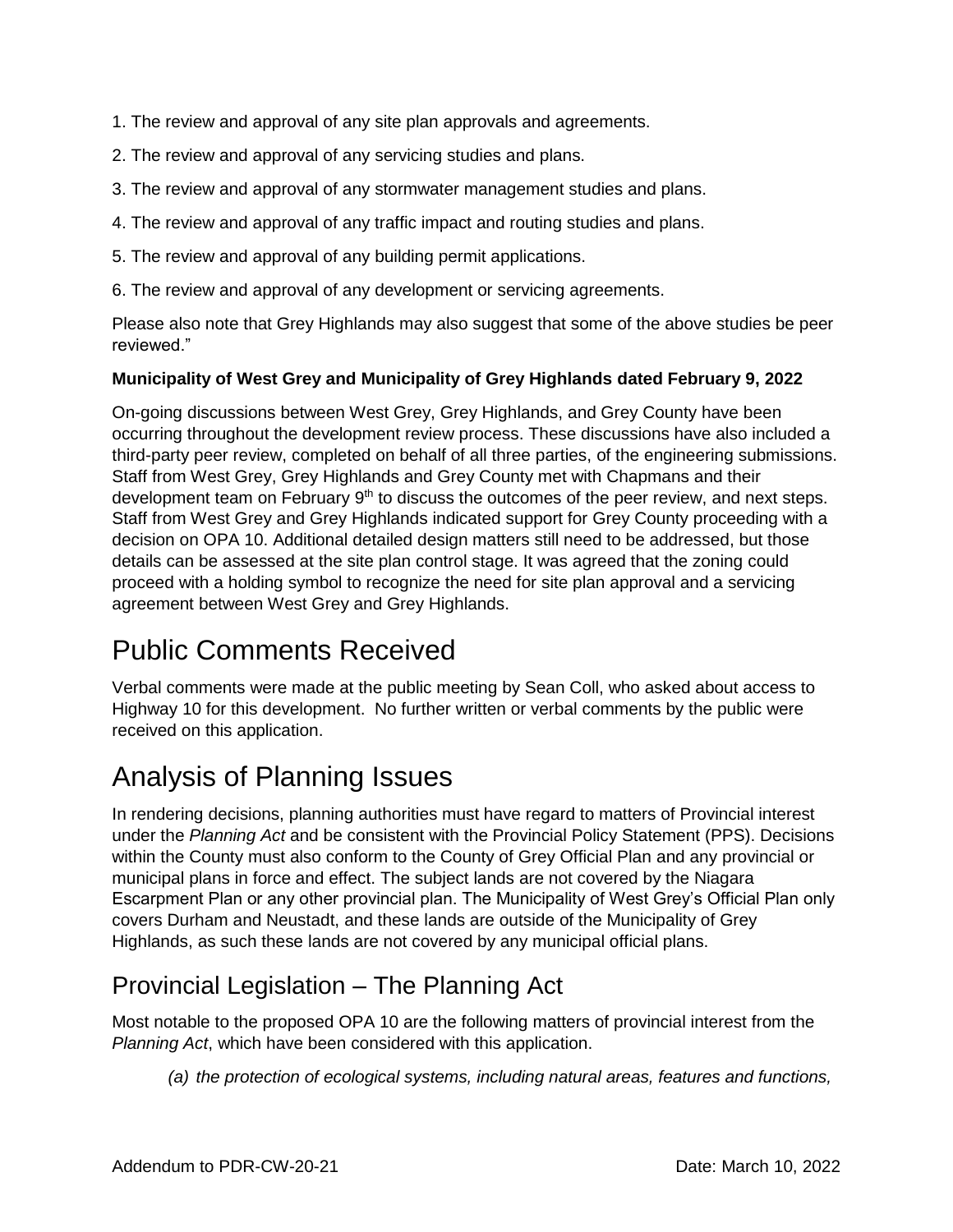1. The review and approval of any site plan approvals and agreements.
2. The review and approval of any servicing studies and plans.
3. The review and approval of any stormwater management studies and plans.
4. The review and approval of any traffic impact and routing studies and plans.
5. The review and approval of any building permit applications.
6. The review and approval of any development or servicing agreements.

Please also note that Grey Highlands may also suggest that some of the above studies be peer reviewed."

**Municipality of West Grey and Municipality of Grey Highlands dated February 9, 2022**

On-going discussions between West Grey, Grey Highlands, and Grey County have been occurring throughout the development review process. These discussions have also included a third-party peer review, completed on behalf of all three parties, of the engineering submissions. Staff from West Grey, Grey Highlands and Grey County met with Chapmans and their development team on February 9th to discuss the outcomes of the peer review, and next steps. Staff from West Grey and Grey Highlands indicated support for Grey County proceeding with a decision on OPA 10. Additional detailed design matters still need to be addressed, but those details can be assessed at the site plan control stage. It was agreed that the zoning could proceed with a holding symbol to recognize the need for site plan approval and a servicing agreement between West Grey and Grey Highlands.

# Public Comments Received

Verbal comments were made at the public meeting by Sean Coll, who asked about access to Highway 10 for this development. No further written or verbal comments by the public were received on this application.

# Analysis of Planning Issues

In rendering decisions, planning authorities must have regard to matters of Provincial interest under the *Planning Act* and be consistent with the Provincial Policy Statement (PPS). Decisions within the County must also conform to the County of Grey Official Plan and any provincial or municipal plans in force and effect. The subject lands are not covered by the Niagara Escarpment Plan or any other provincial plan. The Municipality of West Grey's Official Plan only covers Durham and Neustadt, and these lands are outside of the Municipality of Grey Highlands, as such these lands are not covered by any municipal official plans.

## Provincial Legislation – The Planning Act

Most notable to the proposed OPA 10 are the following matters of provincial interest from the *Planning Act*, which have been considered with this application.

*(a) the protection of ecological systems, including natural areas, features and functions,*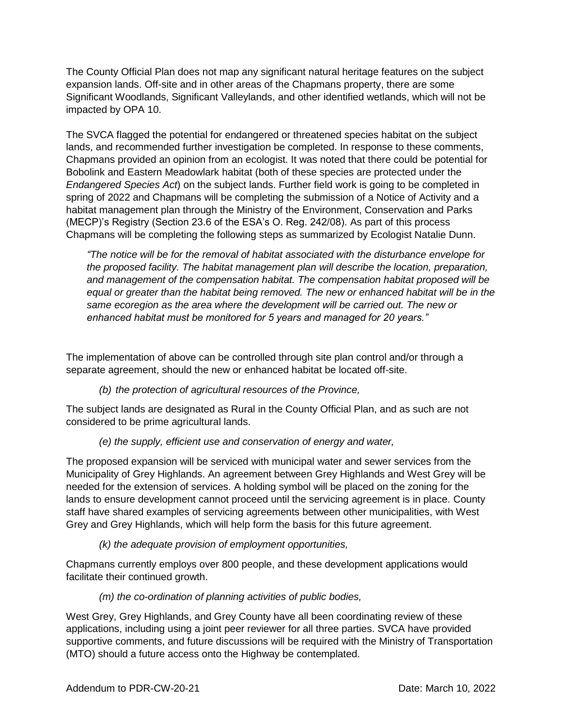The County Official Plan does not map any significant natural heritage features on the subject expansion lands. Off-site and in other areas of the Chapmans property, there are some Significant Woodlands, Significant Valleylands, and other identified wetlands, which will not be impacted by OPA 10.

The SVCA flagged the potential for endangered or threatened species habitat on the subject lands, and recommended further investigation be completed. In response to these comments, Chapmans provided an opinion from an ecologist. It was noted that there could be potential for Bobolink and Eastern Meadowlark habitat (both of these species are protected under the *Endangered Species Act*) on the subject lands. Further field work is going to be completed in spring of 2022 and Chapmans will be completing the submission of a Notice of Activity and a habitat management plan through the Ministry of the Environment, Conservation and Parks (MECP)'s Registry (Section 23.6 of the ESA's O. Reg. 242/08). As part of this process Chapmans will be completing the following steps as summarized by Ecologist Natalie Dunn.

> *"The notice will be for the removal of habitat associated with the disturbance envelope for the proposed facility. The habitat management plan will describe the location, preparation, and management of the compensation habitat. The compensation habitat proposed will be equal or greater than the habitat being removed. The new or enhanced habitat will be in the same ecoregion as the area where the development will be carried out. The new or enhanced habitat must be monitored for 5 years and managed for 20 years."*

The implementation of above can be controlled through site plan control and/or through a separate agreement, should the new or enhanced habitat be located off-site.

> *(b) the protection of agricultural resources of the Province,*

The subject lands are designated as Rural in the County Official Plan, and as such are not considered to be prime agricultural lands.

> *(e) the supply, efficient use and conservation of energy and water,*

The proposed expansion will be serviced with municipal water and sewer services from the Municipality of Grey Highlands. An agreement between Grey Highlands and West Grey will be needed for the extension of services. A holding symbol will be placed on the zoning for the lands to ensure development cannot proceed until the servicing agreement is in place. County staff have shared examples of servicing agreements between other municipalities, with West Grey and Grey Highlands, which will help form the basis for this future agreement.

> *(k) the adequate provision of employment opportunities,*

Chapmans currently employs over 800 people, and these development applications would facilitate their continued growth.

> *(m) the co-ordination of planning activities of public bodies,*

West Grey, Grey Highlands, and Grey County have all been coordinating review of these applications, including using a joint peer reviewer for all three parties. SVCA have provided supportive comments, and future discussions will be required with the Ministry of Transportation (MTO) should a future access onto the Highway be contemplated.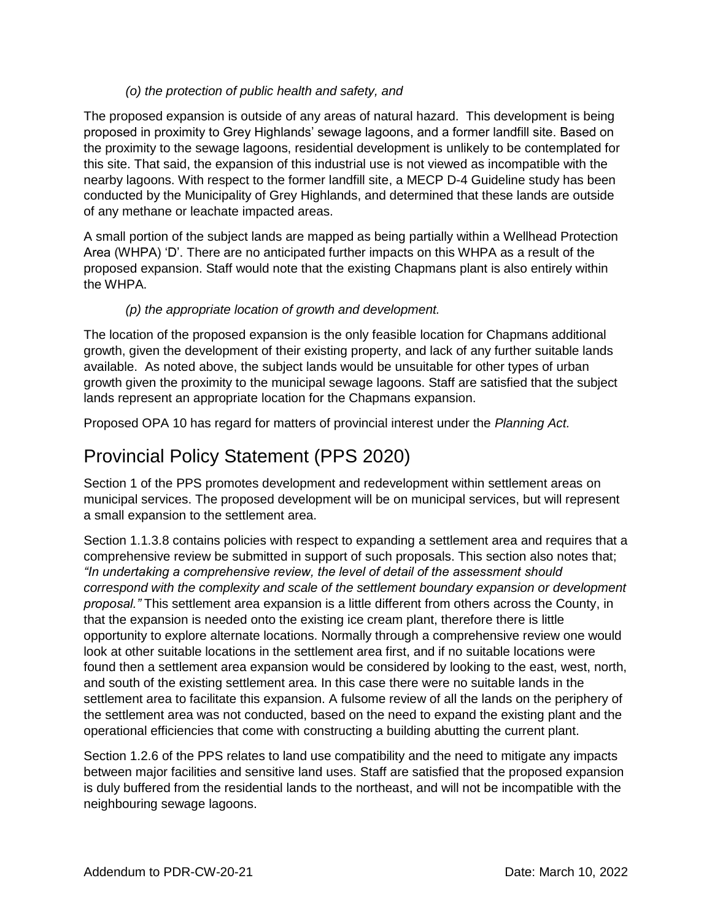*(o) the protection of public health and safety, and*

The proposed expansion is outside of any areas of natural hazard. This development is being proposed in proximity to Grey Highlands' sewage lagoons, and a former landfill site. Based on the proximity to the sewage lagoons, residential development is unlikely to be contemplated for this site. That said, the expansion of this industrial use is not viewed as incompatible with the nearby lagoons. With respect to the former landfill site, a MECP D-4 Guideline study has been conducted by the Municipality of Grey Highlands, and determined that these lands are outside of any methane or leachate impacted areas.

A small portion of the subject lands are mapped as being partially within a Wellhead Protection Area (WHPA) 'D'. There are no anticipated further impacts on this WHPA as a result of the proposed expansion. Staff would note that the existing Chapmans plant is also entirely within the WHPA.

*(p) the appropriate location of growth and development.*

The location of the proposed expansion is the only feasible location for Chapmans additional growth, given the development of their existing property, and lack of any further suitable lands available. As noted above, the subject lands would be unsuitable for other types of urban growth given the proximity to the municipal sewage lagoons. Staff are satisfied that the subject lands represent an appropriate location for the Chapmans expansion.

Proposed OPA 10 has regard for matters of provincial interest under the *Planning Act.*

# Provincial Policy Statement (PPS 2020)

Section 1 of the PPS promotes development and redevelopment within settlement areas on municipal services. The proposed development will be on municipal services, but will represent a small expansion to the settlement area.

Section 1.1.3.8 contains policies with respect to expanding a settlement area and requires that a comprehensive review be submitted in support of such proposals. This section also notes that; *"In undertaking a comprehensive review, the level of detail of the assessment should correspond with the complexity and scale of the settlement boundary expansion or development proposal."* This settlement area expansion is a little different from others across the County, in that the expansion is needed onto the existing ice cream plant, therefore there is little opportunity to explore alternate locations. Normally through a comprehensive review one would look at other suitable locations in the settlement area first, and if no suitable locations were found then a settlement area expansion would be considered by looking to the east, west, north, and south of the existing settlement area. In this case there were no suitable lands in the settlement area to facilitate this expansion. A fulsome review of all the lands on the periphery of the settlement area was not conducted, based on the need to expand the existing plant and the operational efficiencies that come with constructing a building abutting the current plant.

Section 1.2.6 of the PPS relates to land use compatibility and the need to mitigate any impacts between major facilities and sensitive land uses. Staff are satisfied that the proposed expansion is duly buffered from the residential lands to the northeast, and will not be incompatible with the neighbouring sewage lagoons.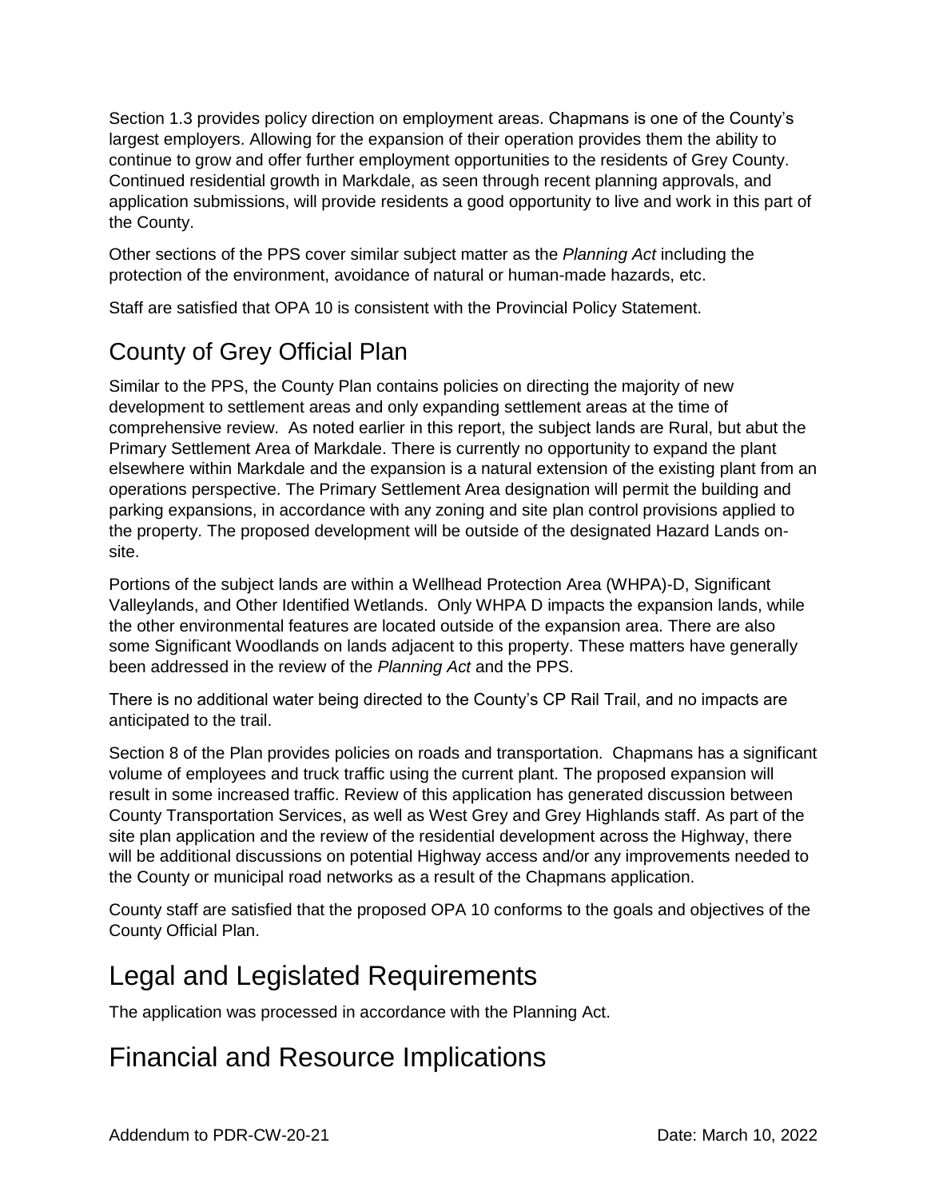Section 1.3 provides policy direction on employment areas. Chapmans is one of the County's largest employers. Allowing for the expansion of their operation provides them the ability to continue to grow and offer further employment opportunities to the residents of Grey County. Continued residential growth in Markdale, as seen through recent planning approvals, and application submissions, will provide residents a good opportunity to live and work in this part of the County.

Other sections of the PPS cover similar subject matter as the *Planning Act* including the protection of the environment, avoidance of natural or human-made hazards, etc.

Staff are satisfied that OPA 10 is consistent with the Provincial Policy Statement.

## County of Grey Official Plan

Similar to the PPS, the County Plan contains policies on directing the majority of new development to settlement areas and only expanding settlement areas at the time of comprehensive review. As noted earlier in this report, the subject lands are Rural, but abut the Primary Settlement Area of Markdale. There is currently no opportunity to expand the plant elsewhere within Markdale and the expansion is a natural extension of the existing plant from an operations perspective. The Primary Settlement Area designation will permit the building and parking expansions, in accordance with any zoning and site plan control provisions applied to the property. The proposed development will be outside of the designated Hazard Lands on-site.

Portions of the subject lands are within a Wellhead Protection Area (WHPA)-D, Significant Valleylands, and Other Identified Wetlands. Only WHPA D impacts the expansion lands, while the other environmental features are located outside of the expansion area. There are also some Significant Woodlands on lands adjacent to this property. These matters have generally been addressed in the review of the *Planning Act* and the PPS.

There is no additional water being directed to the County's CP Rail Trail, and no impacts are anticipated to the trail.

Section 8 of the Plan provides policies on roads and transportation. Chapmans has a significant volume of employees and truck traffic using the current plant. The proposed expansion will result in some increased traffic. Review of this application has generated discussion between County Transportation Services, as well as West Grey and Grey Highlands staff. As part of the site plan application and the review of the residential development across the Highway, there will be additional discussions on potential Highway access and/or any improvements needed to the County or municipal road networks as a result of the Chapmans application.

County staff are satisfied that the proposed OPA 10 conforms to the goals and objectives of the County Official Plan.

# Legal and Legislated Requirements

The application was processed in accordance with the Planning Act.

# Financial and Resource Implications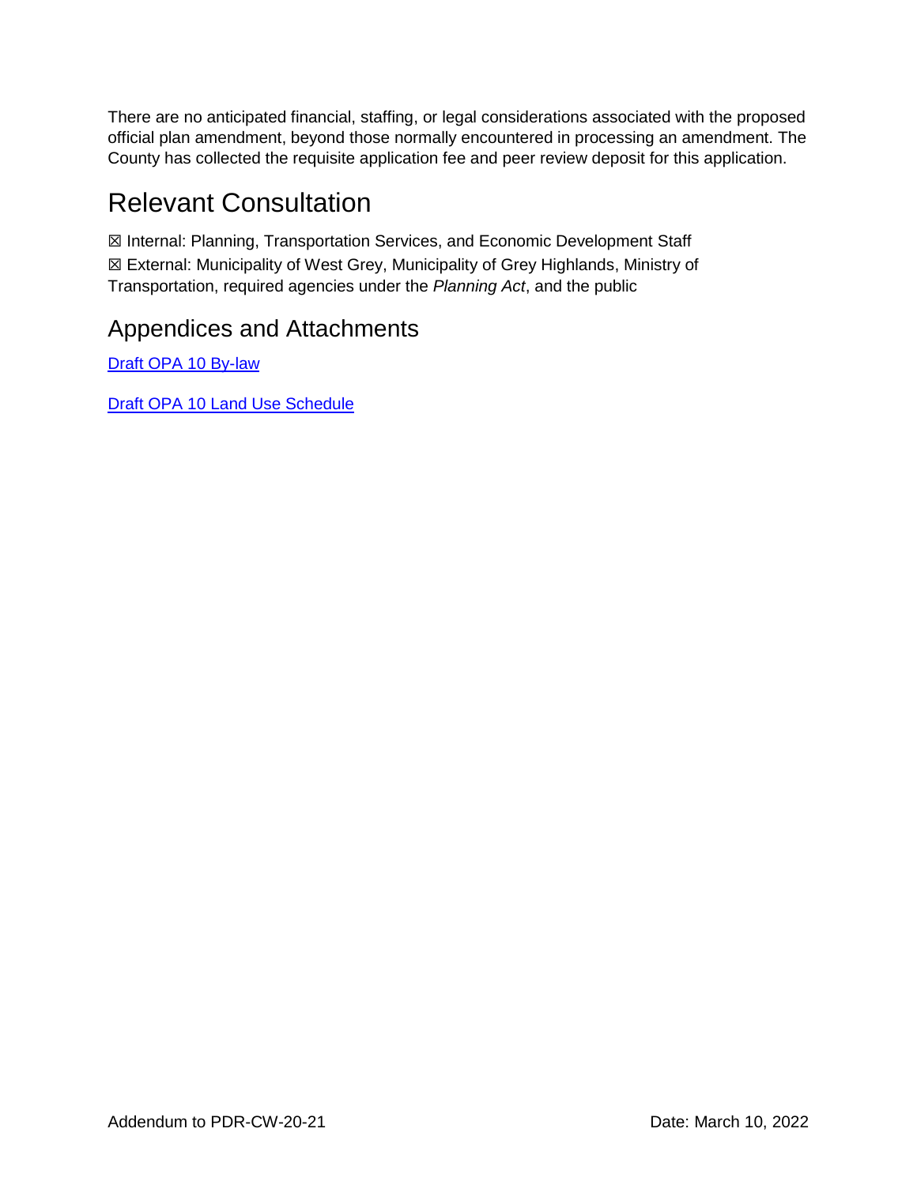There are no anticipated financial, staffing, or legal considerations associated with the proposed official plan amendment, beyond those normally encountered in processing an amendment. The County has collected the requisite application fee and peer review deposit for this application.

# Relevant Consultation

☒ Internal: Planning, Transportation Services, and Economic Development Staff

☒ External: Municipality of West Grey, Municipality of Grey Highlands, Ministry of Transportation, required agencies under the *Planning Act*, and the public

## Appendices and Attachments

Draft OPA 10 By-law

Draft OPA 10 Land Use Schedule